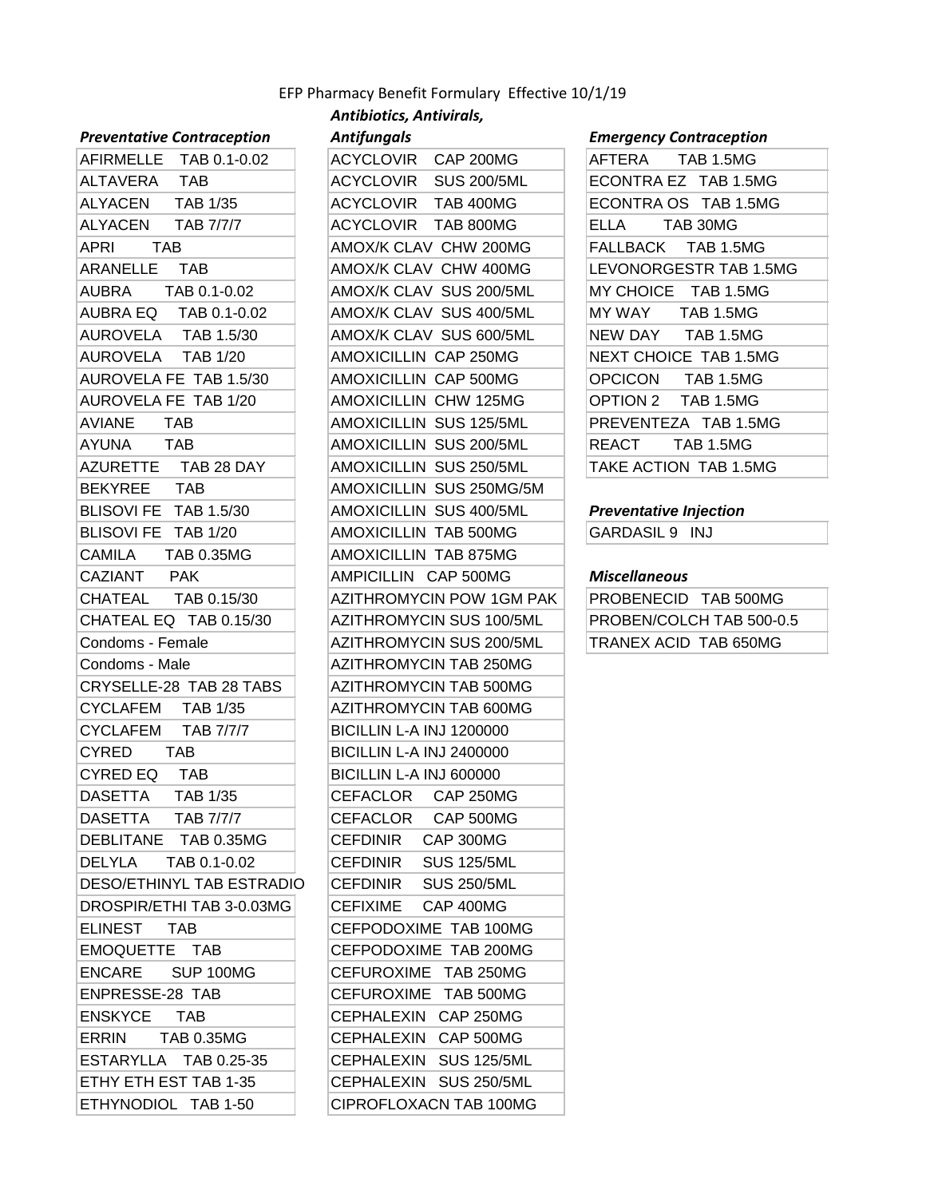# EFP Pharmacy Benefit Formulary Effective 10/1/19

### *Preventative Contraception*

| |
|---|
| AFIRMELLE TAB 0.1-0.02 |
| ALTAVERA TAB |
| ALYACEN TAB 1/35 |
| ALYACEN TAB 7/7/7 |
| APRI TAB |
| ARANELLE TAB |
| AUBRA TAB 0.1-0.02 |
| AUBRA EQ TAB 0.1-0.02 |
| AUROVELA TAB 1.5/30 |
| AUROVELA TAB 1/20 |
| AUROVELA FE TAB 1.5/30 |
| AUROVELA FE TAB 1/20 |
| AVIANE TAB |
| AYUNA TAB |
| AZURETTE TAB 28 DAY |
| BEKYREE TAB |
| BLISOVI FE TAB 1.5/30 |
| BLISOVI FE TAB 1/20 |
| CAMILA TAB 0.35MG |
| CAZIANT PAK |
| CHATEAL TAB 0.15/30 |
| CHATEAL EQ TAB 0.15/30 |
| Condoms - Female |
| Condoms - Male |
| CRYSELLE-28 TAB 28 TABS |
| CYCLAFEM TAB 1/35 |
| CYCLAFEM TAB 7/7/7 |
| CYRED TAB |
| CYRED EQ TAB |
| DASETTA TAB 1/35 |
| DASETTA TAB 7/7/7 |
| DEBLITANE TAB 0.35MG |
| DELYLA TAB 0.1-0.02 |
| DESO/ETHINYL TAB ESTRADIO |
| DROSPIR/ETHI TAB 3-0.03MG |
| ELINEST TAB |
| EMOQUETTE TAB |
| ENCARE SUP 100MG |
| ENPRESSE-28 TAB |
| ENSKYCE TAB |
| ERRIN TAB 0.35MG |
| ESTARYLLA TAB 0.25-35 |
| ETHY ETH EST TAB 1-35 |
| ETHYNODIOL TAB 1-50 |

### *Antibiotics, Antivirals, Antifungals*

| |
|---|
| ACYCLOVIR CAP 200MG |
| ACYCLOVIR SUS 200/5ML |
| ACYCLOVIR TAB 400MG |
| ACYCLOVIR TAB 800MG |
| AMOX/K CLAV CHW 200MG |
| AMOX/K CLAV CHW 400MG |
| AMOX/K CLAV SUS 200/5ML |
| AMOX/K CLAV SUS 400/5ML |
| AMOX/K CLAV SUS 600/5ML |
| AMOXICILLIN CAP 250MG |
| AMOXICILLIN CAP 500MG |
| AMOXICILLIN CHW 125MG |
| AMOXICILLIN SUS 125/5ML |
| AMOXICILLIN SUS 200/5ML |
| AMOXICILLIN SUS 250/5ML |
| AMOXICILLIN SUS 250MG/5M |
| AMOXICILLIN SUS 400/5ML |
| AMOXICILLIN TAB 500MG |
| AMOXICILLIN TAB 875MG |
| AMPICILLIN CAP 500MG |
| AZITHROMYCIN POW 1GM PAK |
| AZITHROMYCIN SUS 100/5ML |
| AZITHROMYCIN SUS 200/5ML |
| AZITHROMYCIN TAB 250MG |
| AZITHROMYCIN TAB 500MG |
| AZITHROMYCIN TAB 600MG |
| BICILLIN L-A INJ 1200000 |
| BICILLIN L-A INJ 2400000 |
| BICILLIN L-A INJ 600000 |
| CEFACLOR CAP 250MG |
| CEFACLOR CAP 500MG |
| CEFDINIR CAP 300MG |
| CEFDINIR SUS 125/5ML |
| CEFDINIR SUS 250/5ML |
| CEFIXIME CAP 400MG |
| CEFPODOXIME TAB 100MG |
| CEFPODOXIME TAB 200MG |
| CEFUROXIME TAB 250MG |
| CEFUROXIME TAB 500MG |
| CEPHALEXIN CAP 250MG |
| CEPHALEXIN CAP 500MG |
| CEPHALEXIN SUS 125/5ML |
| CEPHALEXIN SUS 250/5ML |
| CIPROFLOXACN TAB 100MG |

### *Emergency Contraception*

| |
|---|
| AFTERA TAB 1.5MG |
| ECONTRA EZ TAB 1.5MG |
| ECONTRA OS TAB 1.5MG |
| ELLA TAB 30MG |
| FALLBACK TAB 1.5MG |
| LEVONORGESTR TAB 1.5MG |
| MY CHOICE TAB 1.5MG |
| MY WAY TAB 1.5MG |
| NEW DAY TAB 1.5MG |
| NEXT CHOICE TAB 1.5MG |
| OPCICON TAB 1.5MG |
| OPTION 2 TAB 1.5MG |
| PREVENTEZA TAB 1.5MG |
| REACT TAB 1.5MG |
| TAKE ACTION TAB 1.5MG |

### *Preventative Injection*

| |
|---|
| GARDASIL 9 INJ |

### *Miscellaneous*

| |
|---|
| PROBENECID TAB 500MG |
| PROBEN/COLCH TAB 500-0.5 |
| TRANEX ACID TAB 650MG |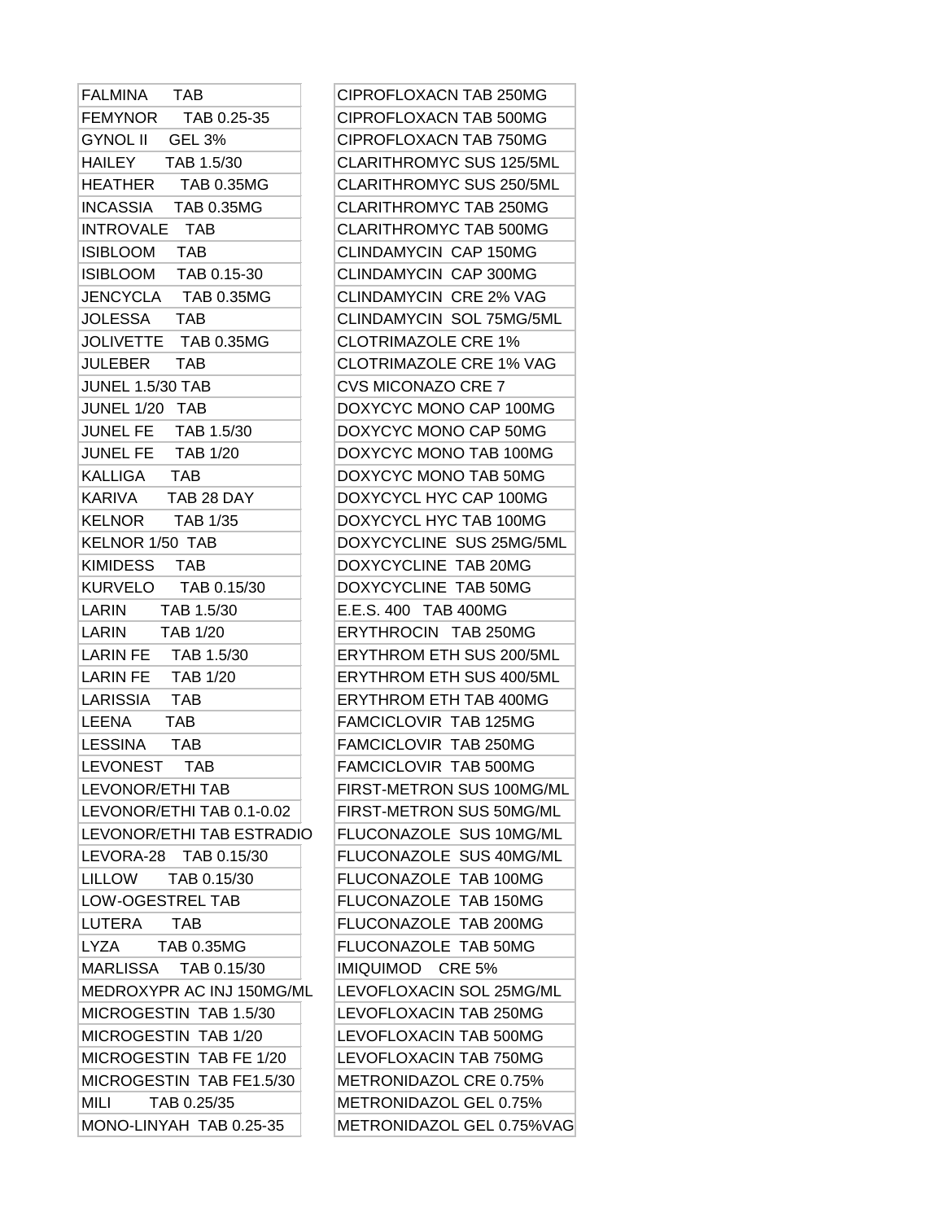| | |
|---|---|
| FALMINA TAB | CIPROFLOXACN TAB 250MG |
| FEMYNOR TAB 0.25-35 | CIPROFLOXACN TAB 500MG |
| GYNOL II GEL 3% | CIPROFLOXACN TAB 750MG |
| HAILEY TAB 1.5/30 | CLARITHROMYC SUS 125/5ML |
| HEATHER TAB 0.35MG | CLARITHROMYC SUS 250/5ML |
| INCASSIA TAB 0.35MG | CLARITHROMYC TAB 250MG |
| INTROVALE TAB | CLARITHROMYC TAB 500MG |
| ISIBLOOM TAB | CLINDAMYCIN CAP 150MG |
| ISIBLOOM TAB 0.15-30 | CLINDAMYCIN CAP 300MG |
| JENCYCLA TAB 0.35MG | CLINDAMYCIN CRE 2% VAG |
| JOLESSA TAB | CLINDAMYCIN SOL 75MG/5ML |
| JOLIVETTE TAB 0.35MG | CLOTRIMAZOLE CRE 1% |
| JULEBER TAB | CLOTRIMAZOLE CRE 1% VAG |
| JUNEL 1.5/30 TAB | CVS MICONAZO CRE 7 |
| JUNEL 1/20 TAB | DOXYCYC MONO CAP 100MG |
| JUNEL FE TAB 1.5/30 | DOXYCYC MONO CAP 50MG |
| JUNEL FE TAB 1/20 | DOXYCYC MONO TAB 100MG |
| KALLIGA TAB | DOXYCYC MONO TAB 50MG |
| KARIVA TAB 28 DAY | DOXYCYCL HYC CAP 100MG |
| KELNOR TAB 1/35 | DOXYCYCL HYC TAB 100MG |
| KELNOR 1/50 TAB | DOXYCYCLINE SUS 25MG/5ML |
| KIMIDESS TAB | DOXYCYCLINE TAB 20MG |
| KURVELO TAB 0.15/30 | DOXYCYCLINE TAB 50MG |
| LARIN TAB 1.5/30 | E.E.S. 400 TAB 400MG |
| LARIN TAB 1/20 | ERYTHROCIN TAB 250MG |
| LARIN FE TAB 1.5/30 | ERYTHROM ETH SUS 200/5ML |
| LARIN FE TAB 1/20 | ERYTHROM ETH SUS 400/5ML |
| LARISSIA TAB | ERYTHROM ETH TAB 400MG |
| LEENA TAB | FAMCICLOVIR TAB 125MG |
| LESSINA TAB | FAMCICLOVIR TAB 250MG |
| LEVONEST TAB | FAMCICLOVIR TAB 500MG |
| LEVONOR/ETHI TAB | FIRST-METRON SUS 100MG/ML |
| LEVONOR/ETHI TAB 0.1-0.02 | FIRST-METRON SUS 50MG/ML |
| LEVONOR/ETHI TAB ESTRADIO | FLUCONAZOLE SUS 10MG/ML |
| LEVORA-28 TAB 0.15/30 | FLUCONAZOLE SUS 40MG/ML |
| LILLOW TAB 0.15/30 | FLUCONAZOLE TAB 100MG |
| LOW-OGESTREL TAB | FLUCONAZOLE TAB 150MG |
| LUTERA TAB | FLUCONAZOLE TAB 200MG |
| LYZA TAB 0.35MG | FLUCONAZOLE TAB 50MG |
| MARLISSA TAB 0.15/30 | IMIQUIMOD CRE 5% |
| MEDROXYPR AC INJ 150MG/ML | LEVOFLOXACIN SOL 25MG/ML |
| MICROGESTIN TAB 1.5/30 | LEVOFLOXACIN TAB 250MG |
| MICROGESTIN TAB 1/20 | LEVOFLOXACIN TAB 500MG |
| MICROGESTIN TAB FE 1/20 | LEVOFLOXACIN TAB 750MG |
| MICROGESTIN TAB FE1.5/30 | METRONIDAZOL CRE 0.75% |
| MILI TAB 0.25/35 | METRONIDAZOL GEL 0.75% |
| MONO-LINYAH TAB 0.25-35 | METRONIDAZOL GEL 0.75%VAG |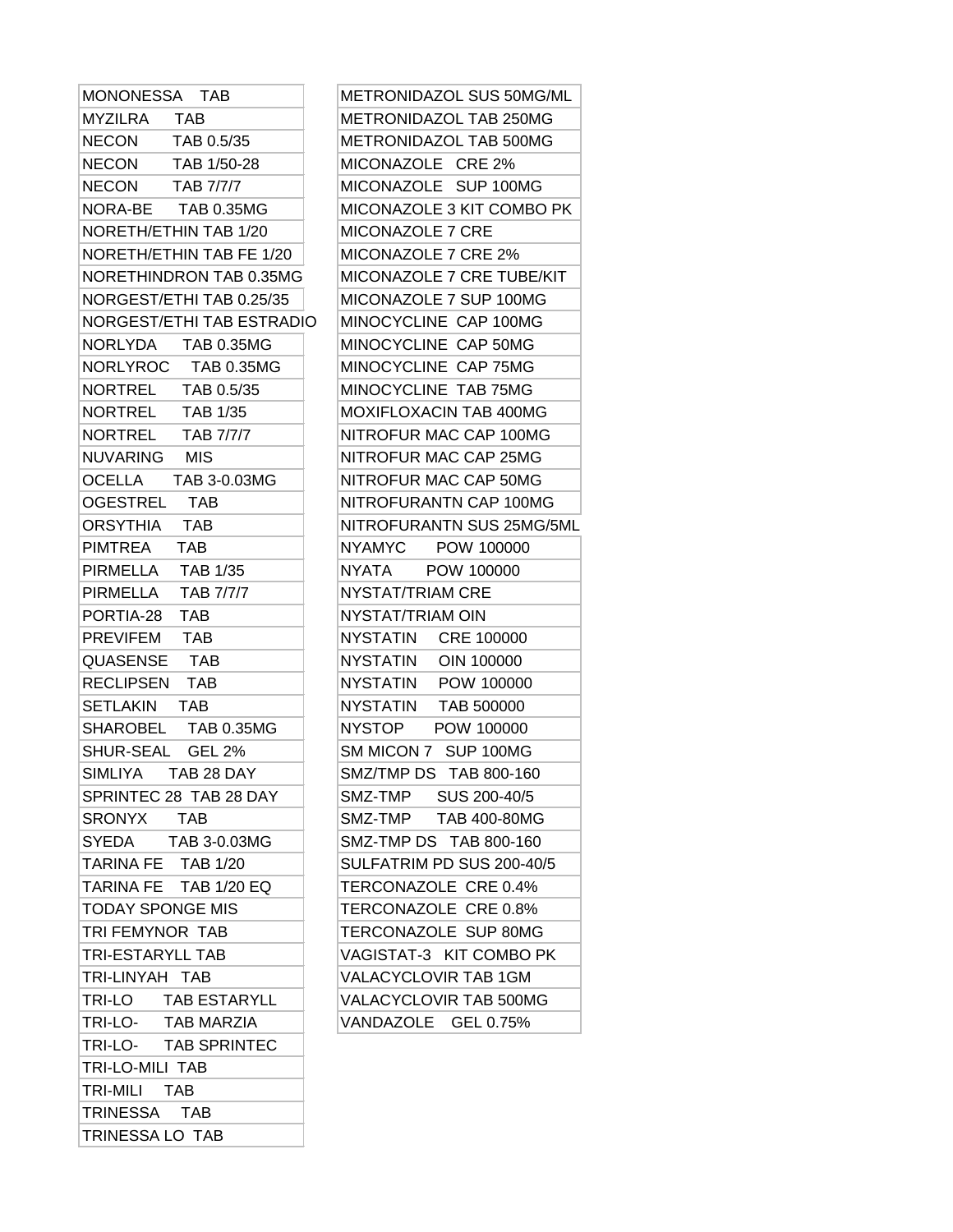| MONONESSA TAB |
|---|
| MYZILRA TAB |
| NECON TAB 0.5/35 |
| NECON TAB 1/50-28 |
| NECON TAB 7/7/7 |
| NORA-BE TAB 0.35MG |
| NORETH/ETHIN TAB 1/20 |
| NORETH/ETHIN TAB FE 1/20 |
| NORETHINDRON TAB 0.35MG |
| NORGEST/ETHI TAB 0.25/35 |
| NORGEST/ETHI TAB ESTRADIO |
| NORLYDA TAB 0.35MG |
| NORLYROC TAB 0.35MG |
| NORTREL TAB 0.5/35 |
| NORTREL TAB 1/35 |
| NORTREL TAB 7/7/7 |
| NUVARING MIS |
| OCELLA TAB 3-0.03MG |
| OGESTREL TAB |
| ORSYTHIA TAB |
| PIMTREA TAB |
| PIRMELLA TAB 1/35 |
| PIRMELLA TAB 7/7/7 |
| PORTIA-28 TAB |
| PREVIFEM TAB |
| QUASENSE TAB |
| RECLIPSEN TAB |
| SETLAKIN TAB |
| SHAROBEL TAB 0.35MG |
| SHUR-SEAL GEL 2% |
| SIMLIYA TAB 28 DAY |
| SPRINTEC 28 TAB 28 DAY |
| SRONYX TAB |
| SYEDA TAB 3-0.03MG |
| TARINA FE TAB 1/20 |
| TARINA FE TAB 1/20 EQ |
| TODAY SPONGE MIS |
| TRI FEMYNOR TAB |
| TRI-ESTARYLL TAB |
| TRI-LINYAH TAB |
| TRI-LO TAB ESTARYLL |
| TRI-LO- TAB MARZIA |
| TRI-LO- TAB SPRINTEC |
| TRI-LO-MILI TAB |
| TRI-MILI TAB |
| TRINESSA TAB |
| TRINESSA LO TAB |

| METRONIDAZOL SUS 50MG/ML |
|---|
| METRONIDAZOL TAB 250MG |
| METRONIDAZOL TAB 500MG |
| MICONAZOLE CRE 2% |
| MICONAZOLE SUP 100MG |
| MICONAZOLE 3 KIT COMBO PK |
| MICONAZOLE 7 CRE |
| MICONAZOLE 7 CRE 2% |
| MICONAZOLE 7 CRE TUBE/KIT |
| MICONAZOLE 7 SUP 100MG |
| MINOCYCLINE CAP 100MG |
| MINOCYCLINE CAP 50MG |
| MINOCYCLINE CAP 75MG |
| MINOCYCLINE TAB 75MG |
| MOXIFLOXACIN TAB 400MG |
| NITROFUR MAC CAP 100MG |
| NITROFUR MAC CAP 25MG |
| NITROFUR MAC CAP 50MG |
| NITROFURANTN CAP 100MG |
| NITROFURANTN SUS 25MG/5ML |
| NYAMYC POW 100000 |
| NYATA POW 100000 |
| NYSTAT/TRIAM CRE |
| NYSTAT/TRIAM OIN |
| NYSTATIN CRE 100000 |
| NYSTATIN OIN 100000 |
| NYSTATIN POW 100000 |
| NYSTATIN TAB 500000 |
| NYSTOP POW 100000 |
| SM MICON 7 SUP 100MG |
| SMZ/TMP DS TAB 800-160 |
| SMZ-TMP SUS 200-40/5 |
| SMZ-TMP TAB 400-80MG |
| SMZ-TMP DS TAB 800-160 |
| SULFATRIM PD SUS 200-40/5 |
| TERCONAZOLE CRE 0.4% |
| TERCONAZOLE CRE 0.8% |
| TERCONAZOLE SUP 80MG |
| VAGISTAT-3 KIT COMBO PK |
| VALACYCLOVIR TAB 1GM |
| VALACYCLOVIR TAB 500MG |
| VANDAZOLE GEL 0.75% |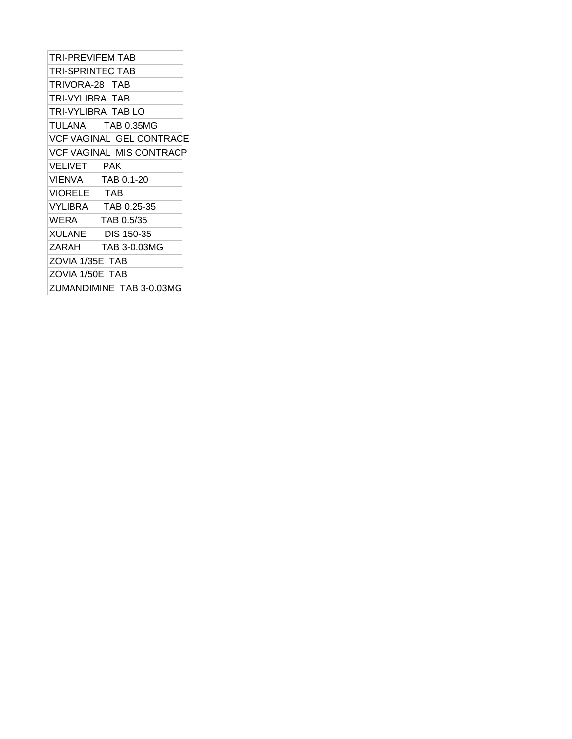| |
|---|
| TRI-PREVIFEM TAB |
| TRI-SPRINTEC TAB |
| TRIVORA-28 TAB |
| TRI-VYLIBRA TAB |
| TRI-VYLIBRA TAB LO |
| TULANA TAB 0.35MG |
| VCF VAGINAL GEL CONTRACE |
| VCF VAGINAL MIS CONTRACP |
| VELIVET PAK |
| VIENVA TAB 0.1-20 |
| VIORELE TAB |
| VYLIBRA TAB 0.25-35 |
| WERA TAB 0.5/35 |
| XULANE DIS 150-35 |
| ZARAH TAB 3-0.03MG |
| ZOVIA 1/35E TAB |
| ZOVIA 1/50E TAB |
| ZUMANDIMINE TAB 3-0.03MG |